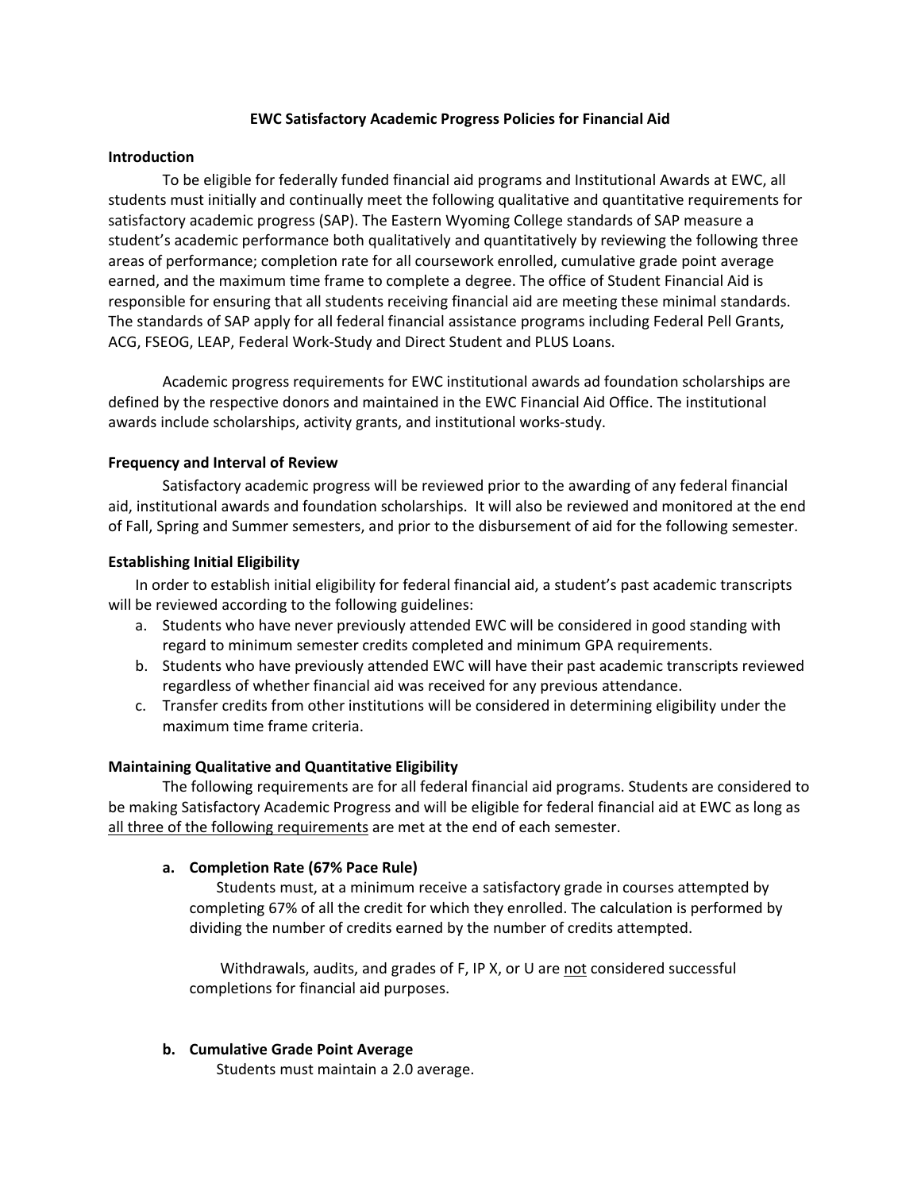# EWC Satisfactory Academic Progress Policies for Financial Aid

## Introduction

To be eligible for federally funded financial aid programs and Institutional Awards at EWC, all students must initially and continually meet the following qualitative and quantitative requirements for satisfactory academic progress (SAP). The Eastern Wyoming College standards of SAP measure a student's academic performance both qualitatively and quantitatively by reviewing the following three areas of performance; completion rate for all coursework enrolled, cumulative grade point average earned, and the maximum time frame to complete a degree. The office of Student Financial Aid is responsible for ensuring that all students receiving financial aid are meeting these minimal standards. The standards of SAP apply for all federal financial assistance programs including Federal Pell Grants, ACG, FSEOG, LEAP, Federal Work-Study and Direct Student and PLUS Loans.

Academic progress requirements for EWC institutional awards ad foundation scholarships are defined by the respective donors and maintained in the EWC Financial Aid Office. The institutional awards include scholarships, activity grants, and institutional works-study.

## Frequency and Interval of Review

Satisfactory academic progress will be reviewed prior to the awarding of any federal financial aid, institutional awards and foundation scholarships. It will also be reviewed and monitored at the end of Fall, Spring and Summer semesters, and prior to the disbursement of aid for the following semester.

## Establishing Initial Eligibility

In order to establish initial eligibility for federal financial aid, a student's past academic transcripts will be reviewed according to the following guidelines:

a. Students who have never previously attended EWC will be considered in good standing with regard to minimum semester credits completed and minimum GPA requirements.
b. Students who have previously attended EWC will have their past academic transcripts reviewed regardless of whether financial aid was received for any previous attendance.
c. Transfer credits from other institutions will be considered in determining eligibility under the maximum time frame criteria.

## Maintaining Qualitative and Quantitative Eligibility

The following requirements are for all federal financial aid programs. Students are considered to be making Satisfactory Academic Progress and will be eligible for federal financial aid at EWC as long as <u>all three of the following requirements</u> are met at the end of each semester.

### a. Completion Rate (67% Pace Rule)

Students must, at a minimum receive a satisfactory grade in courses attempted by completing 67% of all the credit for which they enrolled. The calculation is performed by dividing the number of credits earned by the number of credits attempted.

Withdrawals, audits, and grades of F, IP X, or U are <u>not</u> considered successful completions for financial aid purposes.

### b. Cumulative Grade Point Average

Students must maintain a 2.0 average.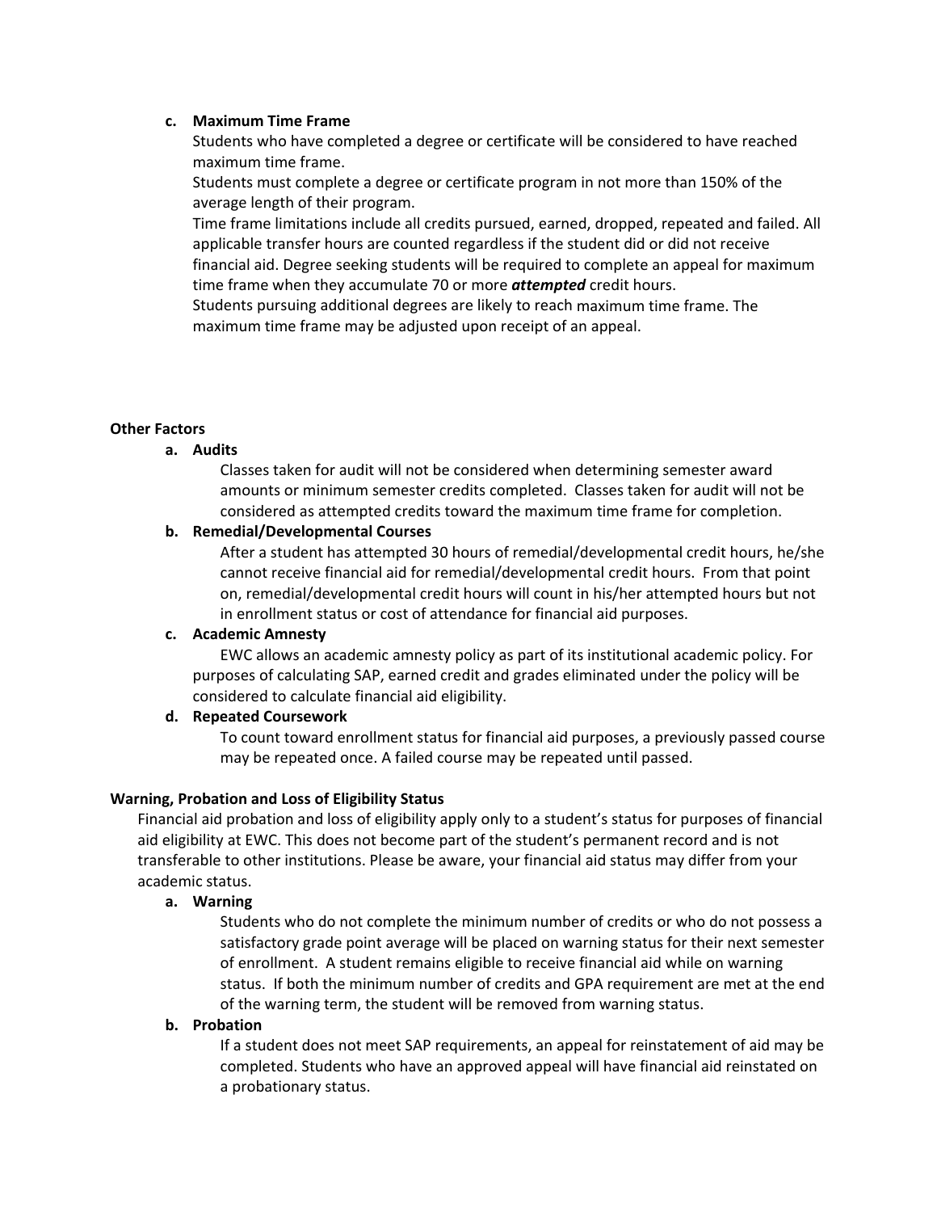**c. Maximum Time Frame**

Students who have completed a degree or certificate will be considered to have reached maximum time frame.

Students must complete a degree or certificate program in not more than 150% of the average length of their program.

Time frame limitations include all credits pursued, earned, dropped, repeated and failed. All applicable transfer hours are counted regardless if the student did or did not receive financial aid. Degree seeking students will be required to complete an appeal for maximum time frame when they accumulate 70 or more ***attempted*** credit hours.

Students pursuing additional degrees are likely to reach maximum time frame. The maximum time frame may be adjusted upon receipt of an appeal.

**Other Factors**

**a. Audits**

Classes taken for audit will not be considered when determining semester award amounts or minimum semester credits completed. Classes taken for audit will not be considered as attempted credits toward the maximum time frame for completion.

**b. Remedial/Developmental Courses**

After a student has attempted 30 hours of remedial/developmental credit hours, he/she cannot receive financial aid for remedial/developmental credit hours. From that point on, remedial/developmental credit hours will count in his/her attempted hours but not in enrollment status or cost of attendance for financial aid purposes.

**c. Academic Amnesty**

EWC allows an academic amnesty policy as part of its institutional academic policy. For purposes of calculating SAP, earned credit and grades eliminated under the policy will be considered to calculate financial aid eligibility.

**d. Repeated Coursework**

To count toward enrollment status for financial aid purposes, a previously passed course may be repeated once. A failed course may be repeated until passed.

**Warning, Probation and Loss of Eligibility Status**

Financial aid probation and loss of eligibility apply only to a student's status for purposes of financial aid eligibility at EWC. This does not become part of the student's permanent record and is not transferable to other institutions. Please be aware, your financial aid status may differ from your academic status.

**a. Warning**

Students who do not complete the minimum number of credits or who do not possess a satisfactory grade point average will be placed on warning status for their next semester of enrollment. A student remains eligible to receive financial aid while on warning status. If both the minimum number of credits and GPA requirement are met at the end of the warning term, the student will be removed from warning status.

**b. Probation**

If a student does not meet SAP requirements, an appeal for reinstatement of aid may be completed. Students who have an approved appeal will have financial aid reinstated on a probationary status.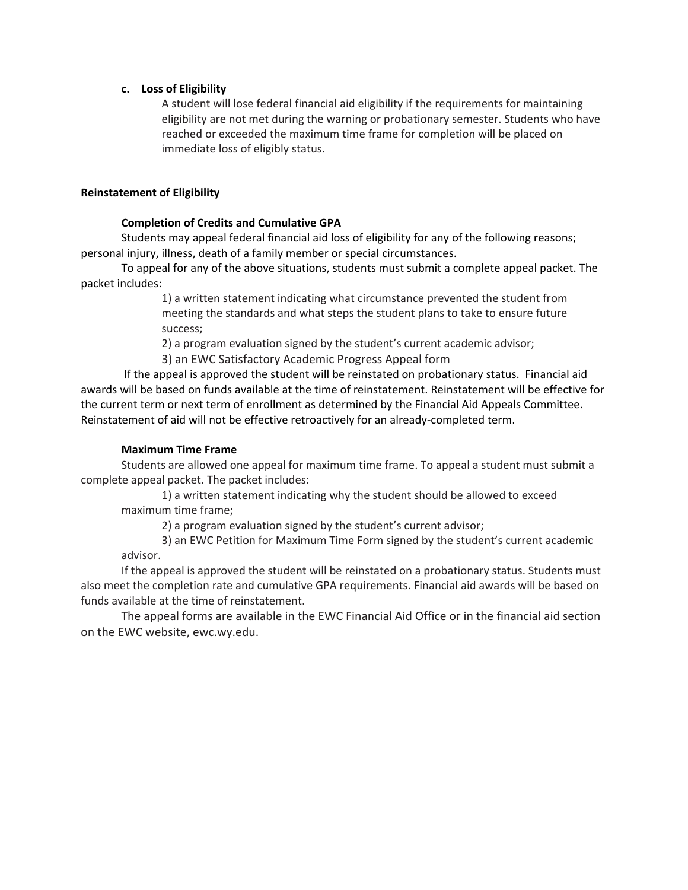**c. Loss of Eligibility**

A student will lose federal financial aid eligibility if the requirements for maintaining eligibility are not met during the warning or probationary semester. Students who have reached or exceeded the maximum time frame for completion will be placed on immediate loss of eligibly status.

**Reinstatement of Eligibility**

**Completion of Credits and Cumulative GPA**

Students may appeal federal financial aid loss of eligibility for any of the following reasons; personal injury, illness, death of a family member or special circumstances.

To appeal for any of the above situations, students must submit a complete appeal packet. The packet includes:

1) a written statement indicating what circumstance prevented the student from meeting the standards and what steps the student plans to take to ensure future success;

2) a program evaluation signed by the student's current academic advisor;

3) an EWC Satisfactory Academic Progress Appeal form

If the appeal is approved the student will be reinstated on probationary status. Financial aid awards will be based on funds available at the time of reinstatement. Reinstatement will be effective for the current term or next term of enrollment as determined by the Financial Aid Appeals Committee. Reinstatement of aid will not be effective retroactively for an already-completed term.

**Maximum Time Frame**

Students are allowed one appeal for maximum time frame. To appeal a student must submit a complete appeal packet. The packet includes:

1) a written statement indicating why the student should be allowed to exceed maximum time frame;

2) a program evaluation signed by the student's current advisor;

3) an EWC Petition for Maximum Time Form signed by the student's current academic advisor.

If the appeal is approved the student will be reinstated on a probationary status. Students must also meet the completion rate and cumulative GPA requirements. Financial aid awards will be based on funds available at the time of reinstatement.

The appeal forms are available in the EWC Financial Aid Office or in the financial aid section on the EWC website, ewc.wy.edu.